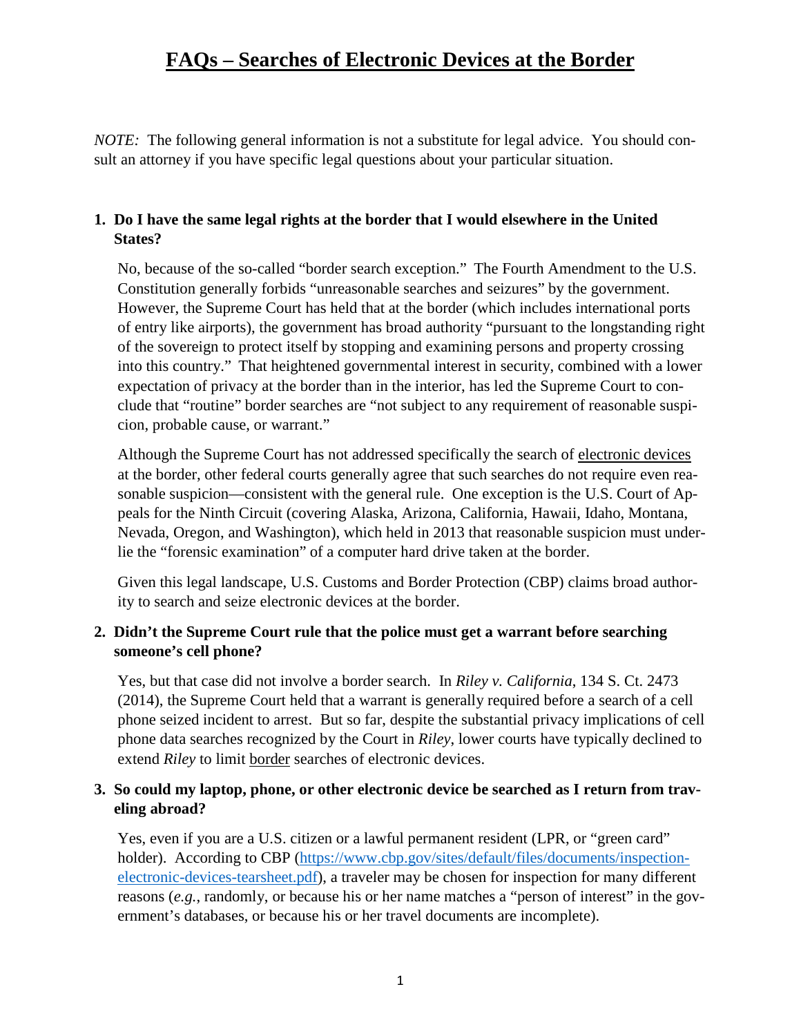# FAQs – Searches of Electronic Devices at the Border

*NOTE:* The following general information is not a substitute for legal advice. You should consult an attorney if you have specific legal questions about your particular situation.

**1. Do I have the same legal rights at the border that I would elsewhere in the United States?**

No, because of the so-called "border search exception." The Fourth Amendment to the U.S. Constitution generally forbids "unreasonable searches and seizures" by the government. However, the Supreme Court has held that at the border (which includes international ports of entry like airports), the government has broad authority "pursuant to the longstanding right of the sovereign to protect itself by stopping and examining persons and property crossing into this country." That heightened governmental interest in security, combined with a lower expectation of privacy at the border than in the interior, has led the Supreme Court to conclude that "routine" border searches are "not subject to any requirement of reasonable suspicion, probable cause, or warrant."

Although the Supreme Court has not addressed specifically the search of <u>electronic devices</u> at the border, other federal courts generally agree that such searches do not require even reasonable suspicion—consistent with the general rule. One exception is the U.S. Court of Appeals for the Ninth Circuit (covering Alaska, Arizona, California, Hawaii, Idaho, Montana, Nevada, Oregon, and Washington), which held in 2013 that reasonable suspicion must underlie the "forensic examination" of a computer hard drive taken at the border.

Given this legal landscape, U.S. Customs and Border Protection (CBP) claims broad authority to search and seize electronic devices at the border.

**2. Didn't the Supreme Court rule that the police must get a warrant before searching someone's cell phone?**

Yes, but that case did not involve a border search. In *Riley v. California*, 134 S. Ct. 2473 (2014), the Supreme Court held that a warrant is generally required before a search of a cell phone seized incident to arrest. But so far, despite the substantial privacy implications of cell phone data searches recognized by the Court in *Riley*, lower courts have typically declined to extend *Riley* to limit <u>border</u> searches of electronic devices.

**3. So could my laptop, phone, or other electronic device be searched as I return from traveling abroad?**

Yes, even if you are a U.S. citizen or a lawful permanent resident (LPR, or "green card" holder). According to CBP (https://www.cbp.gov/sites/default/files/documents/inspection-electronic-devices-tearsheet.pdf), a traveler may be chosen for inspection for many different reasons (*e.g.*, randomly, or because his or her name matches a "person of interest" in the government's databases, or because his or her travel documents are incomplete).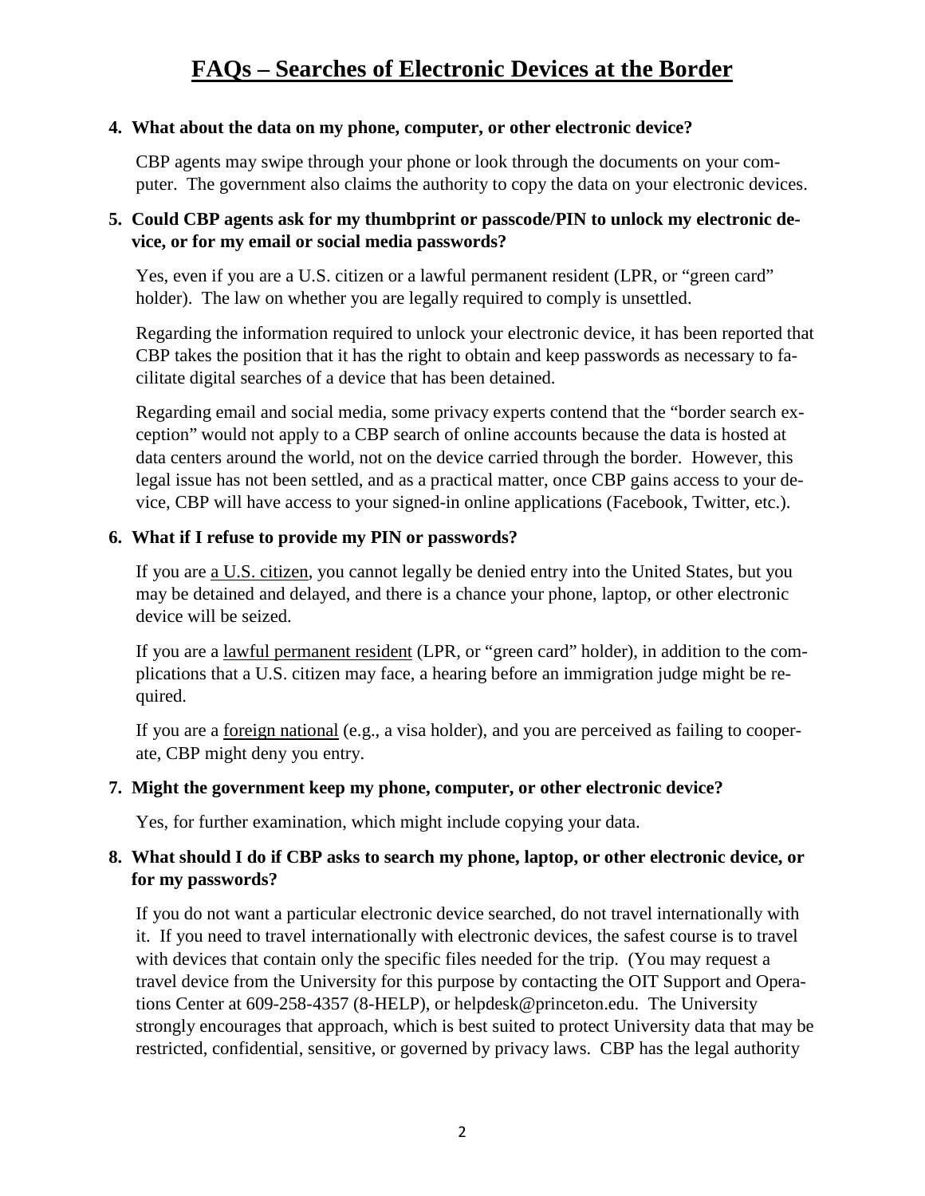# FAQs – Searches of Electronic Devices at the Border

**4. What about the data on my phone, computer, or other electronic device?**

CBP agents may swipe through your phone or look through the documents on your computer. The government also claims the authority to copy the data on your electronic devices.

**5. Could CBP agents ask for my thumbprint or passcode/PIN to unlock my electronic device, or for my email or social media passwords?**

Yes, even if you are a U.S. citizen or a lawful permanent resident (LPR, or "green card" holder). The law on whether you are legally required to comply is unsettled.

Regarding the information required to unlock your electronic device, it has been reported that CBP takes the position that it has the right to obtain and keep passwords as necessary to facilitate digital searches of a device that has been detained.

Regarding email and social media, some privacy experts contend that the "border search exception" would not apply to a CBP search of online accounts because the data is hosted at data centers around the world, not on the device carried through the border. However, this legal issue has not been settled, and as a practical matter, once CBP gains access to your device, CBP will have access to your signed-in online applications (Facebook, Twitter, etc.).

**6. What if I refuse to provide my PIN or passwords?**

If you are <u>a U.S. citizen</u>, you cannot legally be denied entry into the United States, but you may be detained and delayed, and there is a chance your phone, laptop, or other electronic device will be seized.

If you are a <u>lawful permanent resident</u> (LPR, or "green card" holder), in addition to the complications that a U.S. citizen may face, a hearing before an immigration judge might be required.

If you are a <u>foreign national</u> (e.g., a visa holder), and you are perceived as failing to cooperate, CBP might deny you entry.

**7. Might the government keep my phone, computer, or other electronic device?**

Yes, for further examination, which might include copying your data.

**8. What should I do if CBP asks to search my phone, laptop, or other electronic device, or for my passwords?**

If you do not want a particular electronic device searched, do not travel internationally with it. If you need to travel internationally with electronic devices, the safest course is to travel with devices that contain only the specific files needed for the trip. (You may request a travel device from the University for this purpose by contacting the OIT Support and Operations Center at 609-258-4357 (8-HELP), or helpdesk@princeton.edu. The University strongly encourages that approach, which is best suited to protect University data that may be restricted, confidential, sensitive, or governed by privacy laws. CBP has the legal authority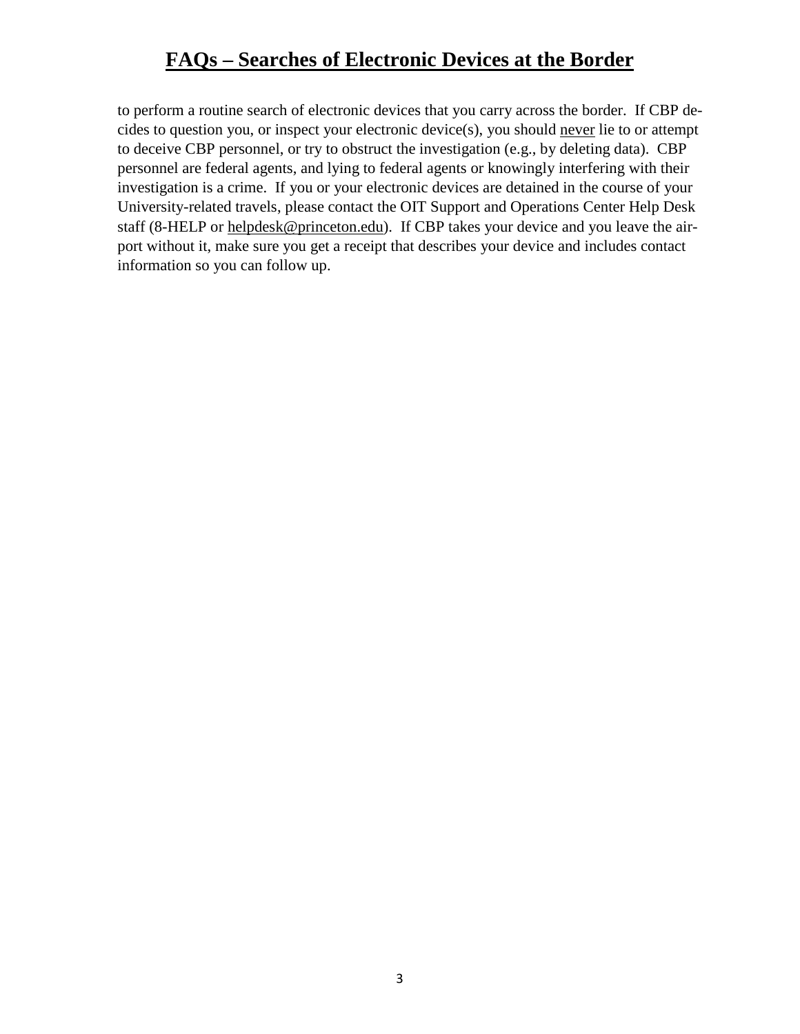to perform a routine search of electronic devices that you carry across the border. If CBP decides to question you, or inspect your electronic device(s), you should never lie to or attempt to deceive CBP personnel, or try to obstruct the investigation (e.g., by deleting data). CBP personnel are federal agents, and lying to federal agents or knowingly interfering with their investigation is a crime. If you or your electronic devices are detained in the course of your University-related travels, please contact the OIT Support and Operations Center Help Desk staff (8-HELP or helpdesk@princeton.edu). If CBP takes your device and you leave the airport without it, make sure you get a receipt that describes your device and includes contact information so you can follow up.